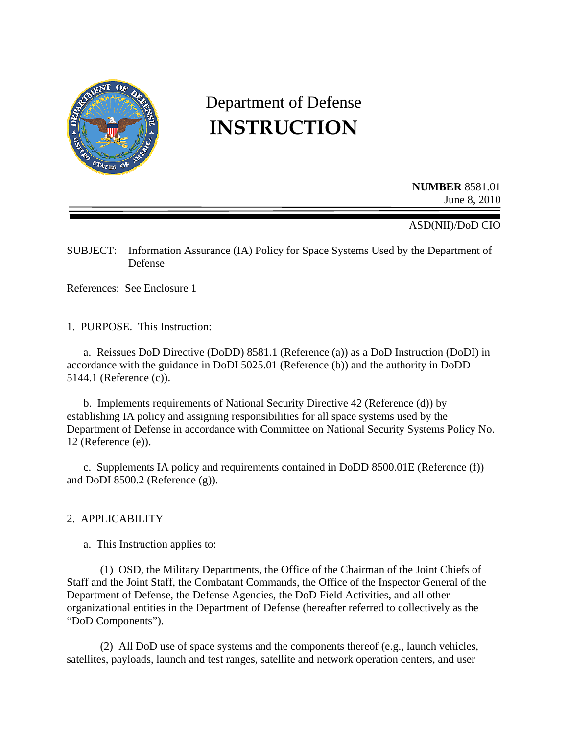# Department of Defense

# INSTRUCTION

**NUMBER** 8581.01
June 8, 2010

ASD(NII)/DoD CIO

SUBJECT: Information Assurance (IA) Policy for Space Systems Used by the Department of Defense

References: See Enclosure 1

1. PURPOSE. This Instruction:

a. Reissues DoD Directive (DoDD) 8581.1 (Reference (a)) as a DoD Instruction (DoDI) in accordance with the guidance in DoDI 5025.01 (Reference (b)) and the authority in DoDD 5144.1 (Reference (c)).

b. Implements requirements of National Security Directive 42 (Reference (d)) by establishing IA policy and assigning responsibilities for all space systems used by the Department of Defense in accordance with Committee on National Security Systems Policy No. 12 (Reference (e)).

c. Supplements IA policy and requirements contained in DoDD 8500.01E (Reference (f)) and DoDI 8500.2 (Reference (g)).

2. APPLICABILITY

a. This Instruction applies to:

(1) OSD, the Military Departments, the Office of the Chairman of the Joint Chiefs of Staff and the Joint Staff, the Combatant Commands, the Office of the Inspector General of the Department of Defense, the Defense Agencies, the DoD Field Activities, and all other organizational entities in the Department of Defense (hereafter referred to collectively as the "DoD Components").

(2) All DoD use of space systems and the components thereof (e.g., launch vehicles, satellites, payloads, launch and test ranges, satellite and network operation centers, and user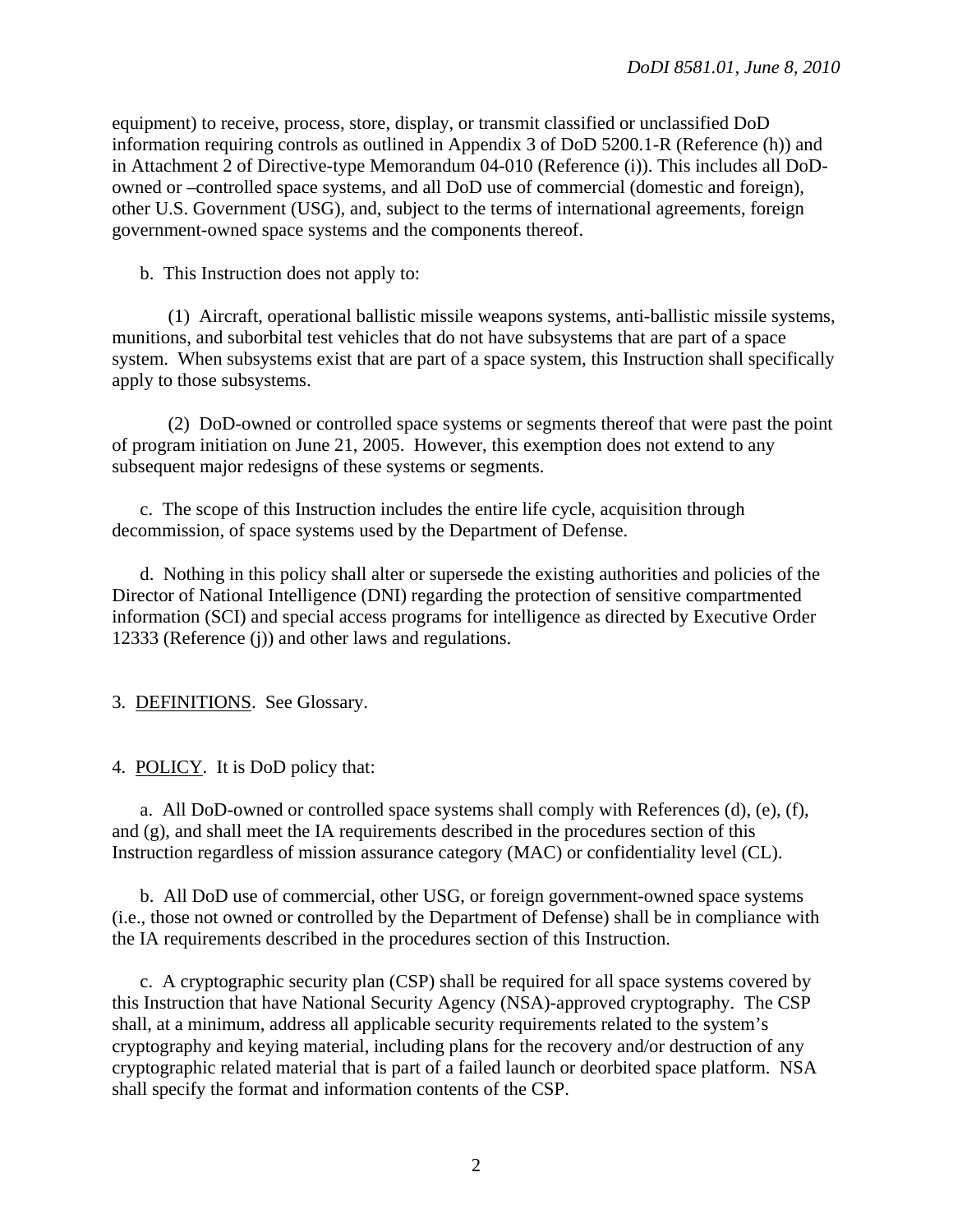equipment) to receive, process, store, display, or transmit classified or unclassified DoD information requiring controls as outlined in Appendix 3 of DoD 5200.1-R (Reference (h)) and in Attachment 2 of Directive-type Memorandum 04-010 (Reference (i)). This includes all DoD-owned or –controlled space systems, and all DoD use of commercial (domestic and foreign), other U.S. Government (USG), and, subject to the terms of international agreements, foreign government-owned space systems and the components thereof.

b. This Instruction does not apply to:

(1) Aircraft, operational ballistic missile weapons systems, anti-ballistic missile systems, munitions, and suborbital test vehicles that do not have subsystems that are part of a space system. When subsystems exist that are part of a space system, this Instruction shall specifically apply to those subsystems.

(2) DoD-owned or controlled space systems or segments thereof that were past the point of program initiation on June 21, 2005. However, this exemption does not extend to any subsequent major redesigns of these systems or segments.

c. The scope of this Instruction includes the entire life cycle, acquisition through decommission, of space systems used by the Department of Defense.

d. Nothing in this policy shall alter or supersede the existing authorities and policies of the Director of National Intelligence (DNI) regarding the protection of sensitive compartmented information (SCI) and special access programs for intelligence as directed by Executive Order 12333 (Reference (j)) and other laws and regulations.

3. DEFINITIONS. See Glossary.

4. POLICY. It is DoD policy that:

a. All DoD-owned or controlled space systems shall comply with References (d), (e), (f), and (g), and shall meet the IA requirements described in the procedures section of this Instruction regardless of mission assurance category (MAC) or confidentiality level (CL).

b. All DoD use of commercial, other USG, or foreign government-owned space systems (i.e., those not owned or controlled by the Department of Defense) shall be in compliance with the IA requirements described in the procedures section of this Instruction.

c. A cryptographic security plan (CSP) shall be required for all space systems covered by this Instruction that have National Security Agency (NSA)-approved cryptography. The CSP shall, at a minimum, address all applicable security requirements related to the system's cryptography and keying material, including plans for the recovery and/or destruction of any cryptographic related material that is part of a failed launch or deorbited space platform. NSA shall specify the format and information contents of the CSP.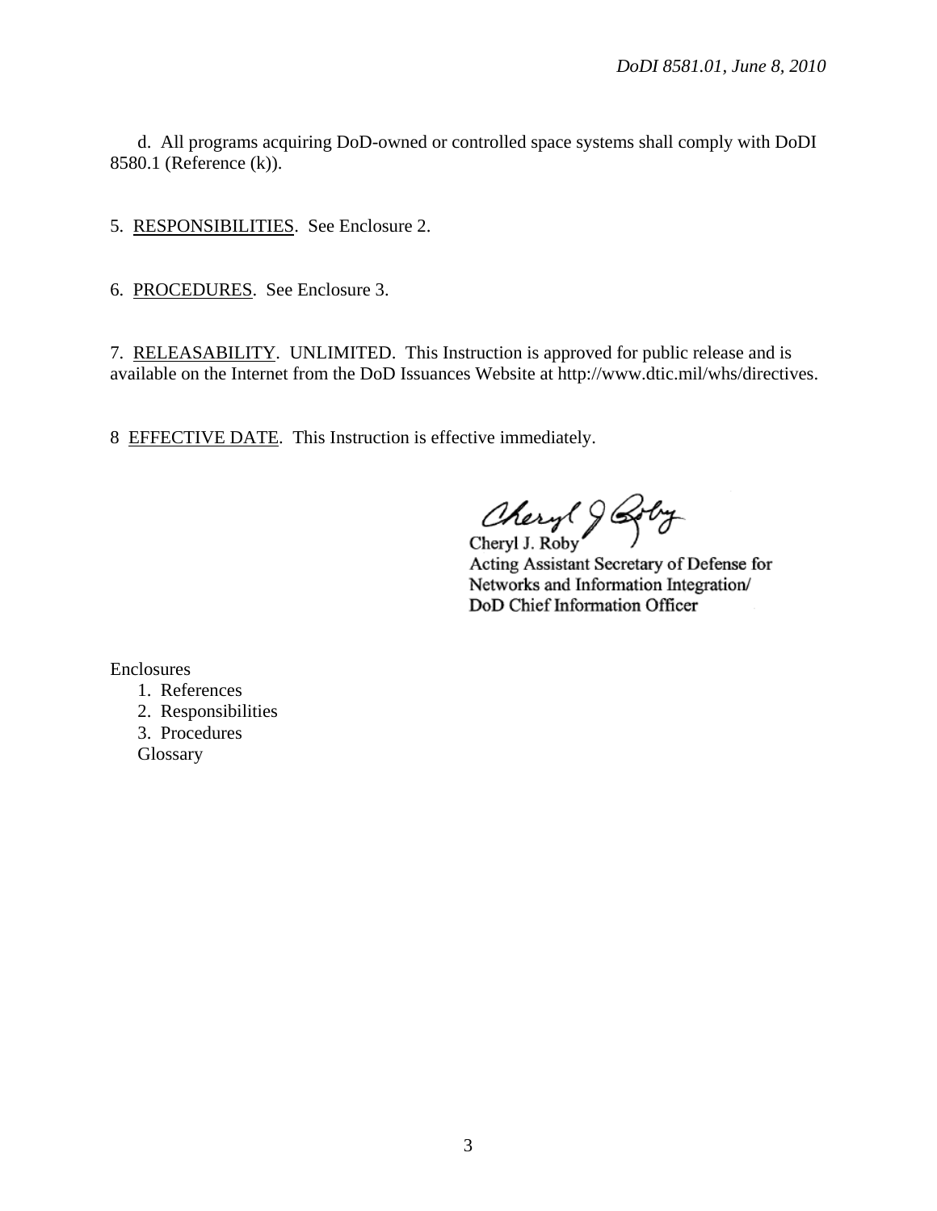d. All programs acquiring DoD-owned or controlled space systems shall comply with DoDI 8580.1 (Reference (k)).

5. RESPONSIBILITIES. See Enclosure 2.

6. PROCEDURES. See Enclosure 3.

7. RELEASABILITY. UNLIMITED. This Instruction is approved for public release and is available on the Internet from the DoD Issuances Website at http://www.dtic.mil/whs/directives.

8 EFFECTIVE DATE. This Instruction is effective immediately.

Cheryl J. Roby
Acting Assistant Secretary of Defense for Networks and Information Integration/ DoD Chief Information Officer

Enclosures
1. References
2. Responsibilities
3. Procedures
Glossary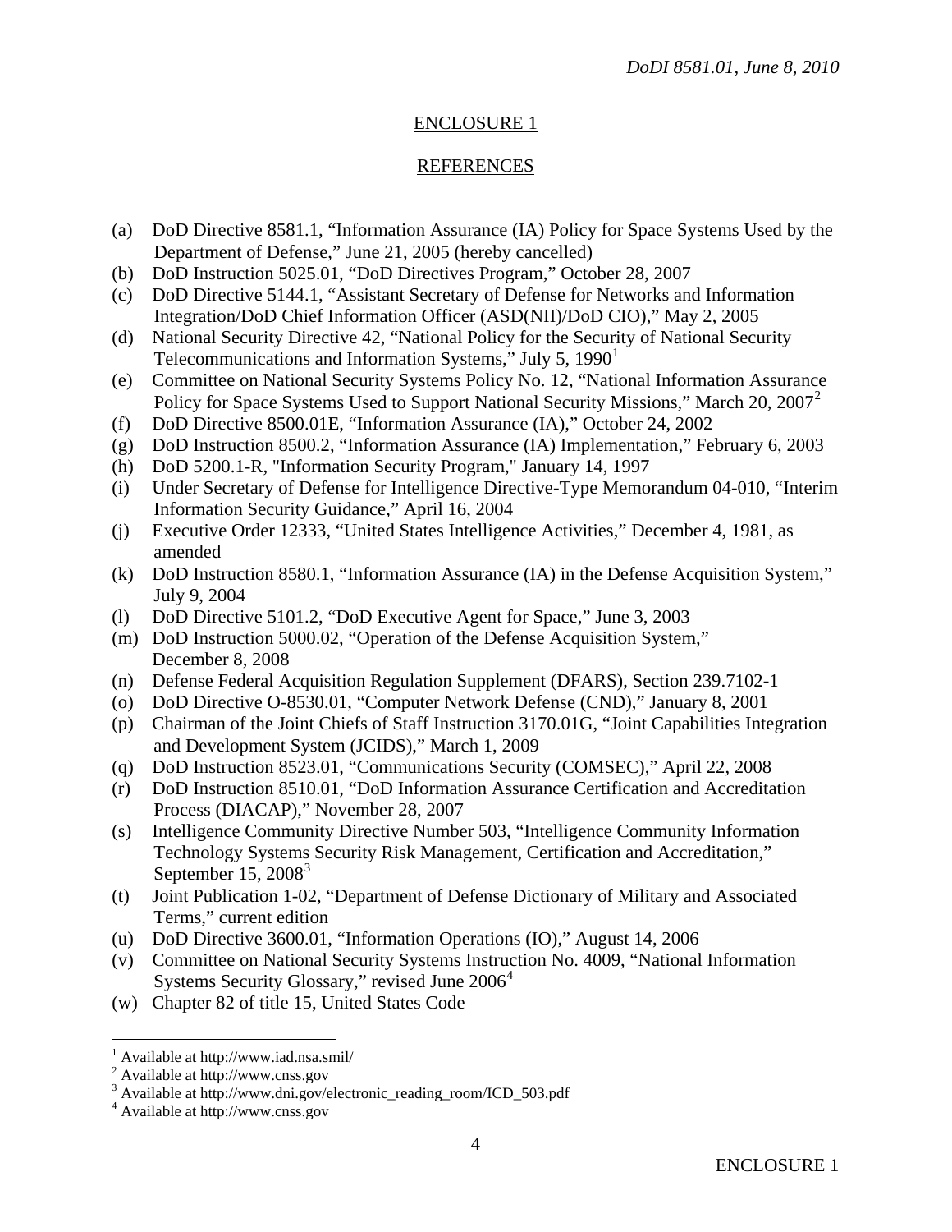## ENCLOSURE 1

## REFERENCES

(a) DoD Directive 8581.1, "Information Assurance (IA) Policy for Space Systems Used by the Department of Defense," June 21, 2005 (hereby cancelled)

(b) DoD Instruction 5025.01, "DoD Directives Program," October 28, 2007

(c) DoD Directive 5144.1, "Assistant Secretary of Defense for Networks and Information Integration/DoD Chief Information Officer (ASD(NII)/DoD CIO)," May 2, 2005

(d) National Security Directive 42, "National Policy for the Security of National Security Telecommunications and Information Systems," July 5, 1990[1]

(e) Committee on National Security Systems Policy No. 12, "National Information Assurance Policy for Space Systems Used to Support National Security Missions," March 20, 2007[2]

(f) DoD Directive 8500.01E, "Information Assurance (IA)," October 24, 2002

(g) DoD Instruction 8500.2, "Information Assurance (IA) Implementation," February 6, 2003

(h) DoD 5200.1-R, "Information Security Program," January 14, 1997

(i) Under Secretary of Defense for Intelligence Directive-Type Memorandum 04-010, "Interim Information Security Guidance," April 16, 2004

(j) Executive Order 12333, "United States Intelligence Activities," December 4, 1981, as amended

(k) DoD Instruction 8580.1, "Information Assurance (IA) in the Defense Acquisition System," July 9, 2004

(l) DoD Directive 5101.2, "DoD Executive Agent for Space," June 3, 2003

(m) DoD Instruction 5000.02, "Operation of the Defense Acquisition System," December 8, 2008

(n) Defense Federal Acquisition Regulation Supplement (DFARS), Section 239.7102-1

(o) DoD Directive O-8530.01, "Computer Network Defense (CND)," January 8, 2001

(p) Chairman of the Joint Chiefs of Staff Instruction 3170.01G, "Joint Capabilities Integration and Development System (JCIDS)," March 1, 2009

(q) DoD Instruction 8523.01, "Communications Security (COMSEC)," April 22, 2008

(r) DoD Instruction 8510.01, "DoD Information Assurance Certification and Accreditation Process (DIACAP)," November 28, 2007

(s) Intelligence Community Directive Number 503, "Intelligence Community Information Technology Systems Security Risk Management, Certification and Accreditation," September 15, 2008[3]

(t) Joint Publication 1-02, "Department of Defense Dictionary of Military and Associated Terms," current edition

(u) DoD Directive 3600.01, "Information Operations (IO)," August 14, 2006

(v) Committee on National Security Systems Instruction No. 4009, "National Information Systems Security Glossary," revised June 2006[4]

(w) Chapter 82 of title 15, United States Code

---

[1] Available at http://www.iad.nsa.smil/

[2] Available at http://www.cnss.gov

[3] Available at http://www.dni.gov/electronic_reading_room/ICD_503.pdf

[4] Available at http://www.cnss.gov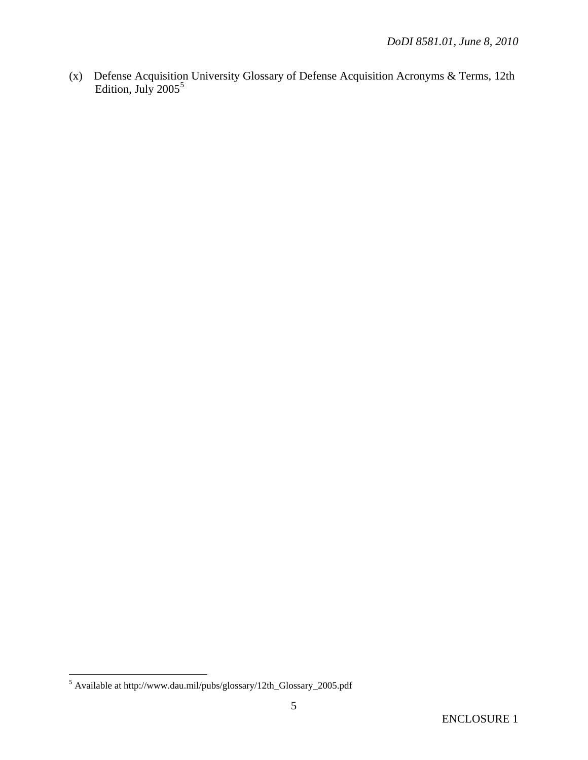(x) Defense Acquisition University Glossary of Defense Acquisition Acronyms & Terms, 12th Edition, July 2005[5]

[5] Available at http://www.dau.mil/pubs/glossary/12th_Glossary_2005.pdf

ENCLOSURE 1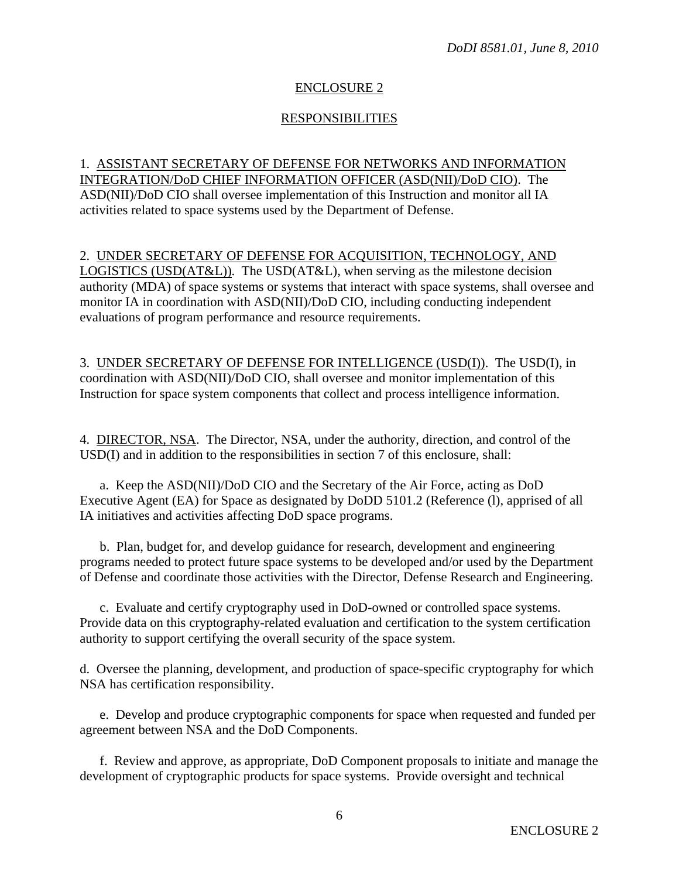ENCLOSURE 2

RESPONSIBILITIES

1. ASSISTANT SECRETARY OF DEFENSE FOR NETWORKS AND INFORMATION INTEGRATION/DoD CHIEF INFORMATION OFFICER (ASD(NII)/DoD CIO). The ASD(NII)/DoD CIO shall oversee implementation of this Instruction and monitor all IA activities related to space systems used by the Department of Defense.

2. UNDER SECRETARY OF DEFENSE FOR ACQUISITION, TECHNOLOGY, AND LOGISTICS (USD(AT&L)). The USD(AT&L), when serving as the milestone decision authority (MDA) of space systems or systems that interact with space systems, shall oversee and monitor IA in coordination with ASD(NII)/DoD CIO, including conducting independent evaluations of program performance and resource requirements.

3. UNDER SECRETARY OF DEFENSE FOR INTELLIGENCE (USD(I)). The USD(I), in coordination with ASD(NII)/DoD CIO, shall oversee and monitor implementation of this Instruction for space system components that collect and process intelligence information.

4. DIRECTOR, NSA. The Director, NSA, under the authority, direction, and control of the USD(I) and in addition to the responsibilities in section 7 of this enclosure, shall:

a. Keep the ASD(NII)/DoD CIO and the Secretary of the Air Force, acting as DoD Executive Agent (EA) for Space as designated by DoDD 5101.2 (Reference (l), apprised of all IA initiatives and activities affecting DoD space programs.

b. Plan, budget for, and develop guidance for research, development and engineering programs needed to protect future space systems to be developed and/or used by the Department of Defense and coordinate those activities with the Director, Defense Research and Engineering.

c. Evaluate and certify cryptography used in DoD-owned or controlled space systems. Provide data on this cryptography-related evaluation and certification to the system certification authority to support certifying the overall security of the space system.

d. Oversee the planning, development, and production of space-specific cryptography for which NSA has certification responsibility.

e. Develop and produce cryptographic components for space when requested and funded per agreement between NSA and the DoD Components.

f. Review and approve, as appropriate, DoD Component proposals to initiate and manage the development of cryptographic products for space systems. Provide oversight and technical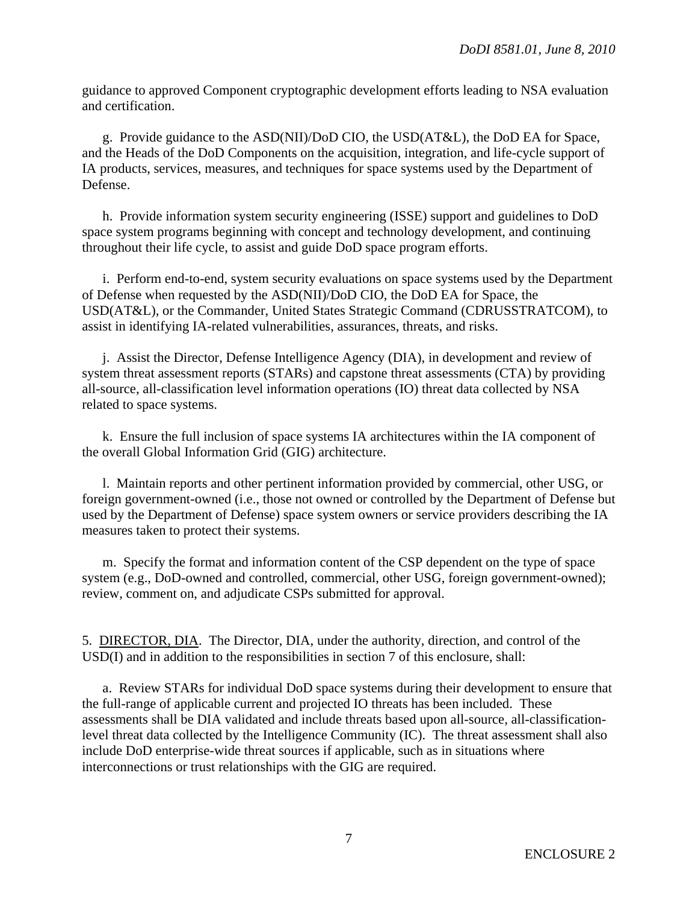guidance to approved Component cryptographic development efforts leading to NSA evaluation and certification.

g. Provide guidance to the ASD(NII)/DoD CIO, the USD(AT&L), the DoD EA for Space, and the Heads of the DoD Components on the acquisition, integration, and life-cycle support of IA products, services, measures, and techniques for space systems used by the Department of Defense.

h. Provide information system security engineering (ISSE) support and guidelines to DoD space system programs beginning with concept and technology development, and continuing throughout their life cycle, to assist and guide DoD space program efforts.

i. Perform end-to-end, system security evaluations on space systems used by the Department of Defense when requested by the ASD(NII)/DoD CIO, the DoD EA for Space, the USD(AT&L), or the Commander, United States Strategic Command (CDRUSSTRATCOM), to assist in identifying IA-related vulnerabilities, assurances, threats, and risks.

j. Assist the Director, Defense Intelligence Agency (DIA), in development and review of system threat assessment reports (STARs) and capstone threat assessments (CTA) by providing all-source, all-classification level information operations (IO) threat data collected by NSA related to space systems.

k. Ensure the full inclusion of space systems IA architectures within the IA component of the overall Global Information Grid (GIG) architecture.

l. Maintain reports and other pertinent information provided by commercial, other USG, or foreign government-owned (i.e., those not owned or controlled by the Department of Defense but used by the Department of Defense) space system owners or service providers describing the IA measures taken to protect their systems.

m. Specify the format and information content of the CSP dependent on the type of space system (e.g., DoD-owned and controlled, commercial, other USG, foreign government-owned); review, comment on, and adjudicate CSPs submitted for approval.

5. DIRECTOR, DIA. The Director, DIA, under the authority, direction, and control of the USD(I) and in addition to the responsibilities in section 7 of this enclosure, shall:

a. Review STARs for individual DoD space systems during their development to ensure that the full-range of applicable current and projected IO threats has been included. These assessments shall be DIA validated and include threats based upon all-source, all-classification-level threat data collected by the Intelligence Community (IC). The threat assessment shall also include DoD enterprise-wide threat sources if applicable, such as in situations where interconnections or trust relationships with the GIG are required.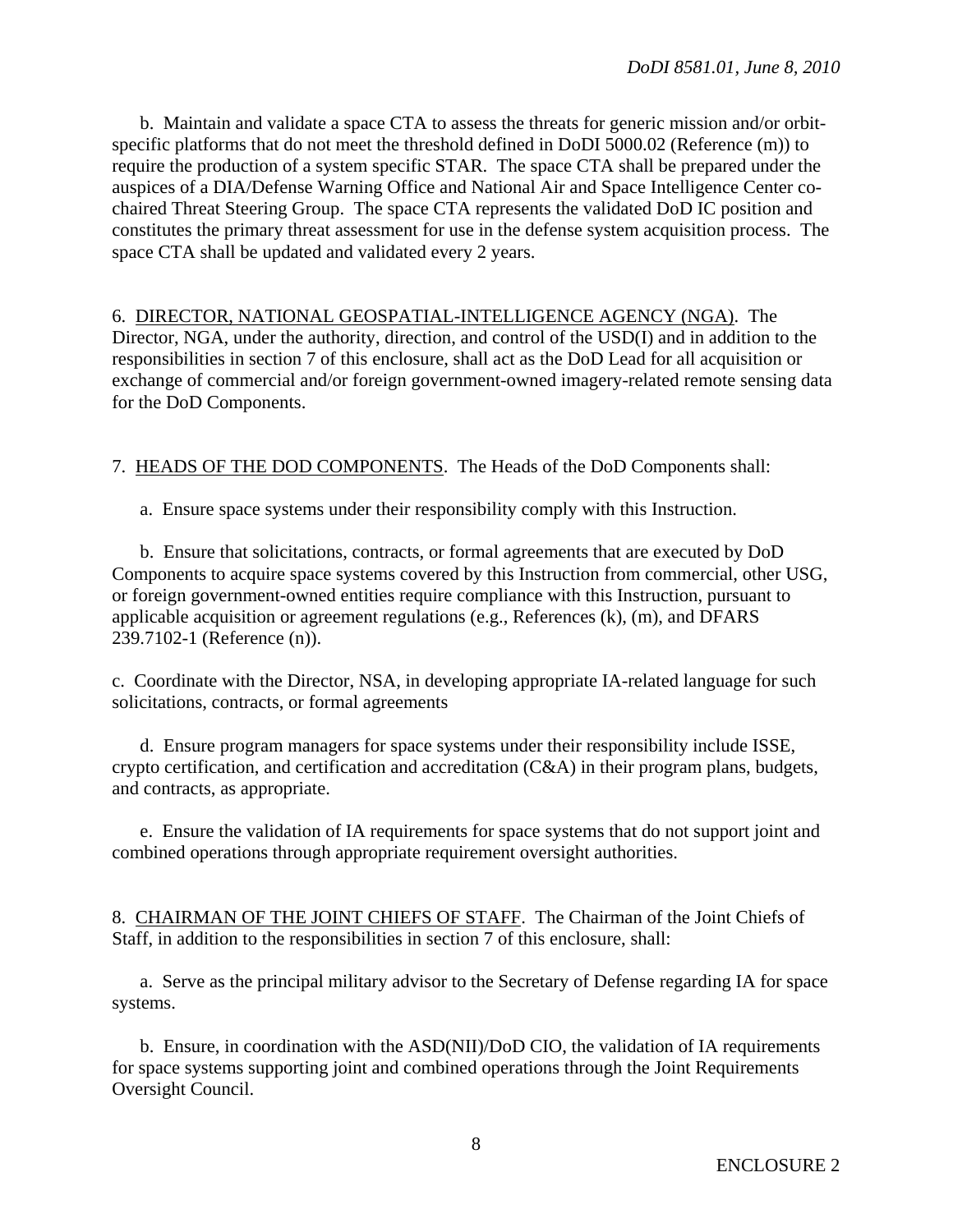b. Maintain and validate a space CTA to assess the threats for generic mission and/or orbit-specific platforms that do not meet the threshold defined in DoDI 5000.02 (Reference (m)) to require the production of a system specific STAR. The space CTA shall be prepared under the auspices of a DIA/Defense Warning Office and National Air and Space Intelligence Center co-chaired Threat Steering Group. The space CTA represents the validated DoD IC position and constitutes the primary threat assessment for use in the defense system acquisition process. The space CTA shall be updated and validated every 2 years.

6. DIRECTOR, NATIONAL GEOSPATIAL-INTELLIGENCE AGENCY (NGA). The Director, NGA, under the authority, direction, and control of the USD(I) and in addition to the responsibilities in section 7 of this enclosure, shall act as the DoD Lead for all acquisition or exchange of commercial and/or foreign government-owned imagery-related remote sensing data for the DoD Components.

7. HEADS OF THE DOD COMPONENTS. The Heads of the DoD Components shall:

a. Ensure space systems under their responsibility comply with this Instruction.

b. Ensure that solicitations, contracts, or formal agreements that are executed by DoD Components to acquire space systems covered by this Instruction from commercial, other USG, or foreign government-owned entities require compliance with this Instruction, pursuant to applicable acquisition or agreement regulations (e.g., References (k), (m), and DFARS 239.7102-1 (Reference (n)).

c. Coordinate with the Director, NSA, in developing appropriate IA-related language for such solicitations, contracts, or formal agreements

d. Ensure program managers for space systems under their responsibility include ISSE, crypto certification, and certification and accreditation (C&A) in their program plans, budgets, and contracts, as appropriate.

e. Ensure the validation of IA requirements for space systems that do not support joint and combined operations through appropriate requirement oversight authorities.

8. CHAIRMAN OF THE JOINT CHIEFS OF STAFF. The Chairman of the Joint Chiefs of Staff, in addition to the responsibilities in section 7 of this enclosure, shall:

a. Serve as the principal military advisor to the Secretary of Defense regarding IA for space systems.

b. Ensure, in coordination with the ASD(NII)/DoD CIO, the validation of IA requirements for space systems supporting joint and combined operations through the Joint Requirements Oversight Council.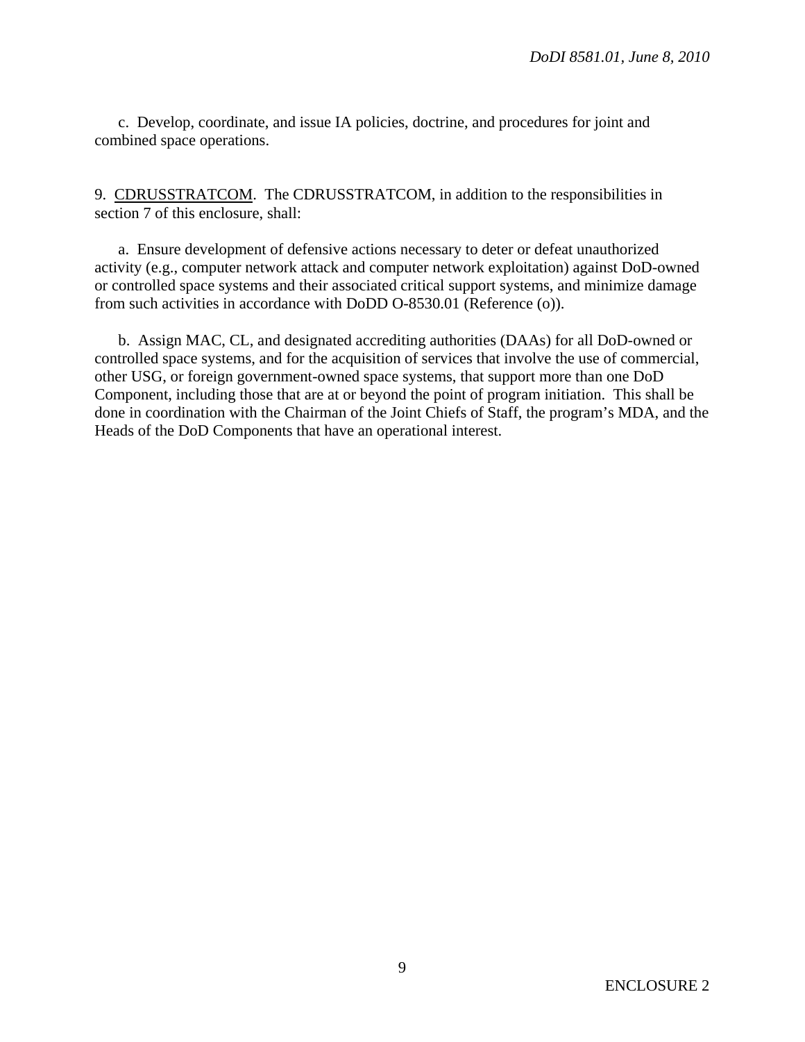c. Develop, coordinate, and issue IA policies, doctrine, and procedures for joint and combined space operations.

9. CDRUSSTRATCOM. The CDRUSSTRATCOM, in addition to the responsibilities in section 7 of this enclosure, shall:

a. Ensure development of defensive actions necessary to deter or defeat unauthorized activity (e.g., computer network attack and computer network exploitation) against DoD-owned or controlled space systems and their associated critical support systems, and minimize damage from such activities in accordance with DoDD O-8530.01 (Reference (o)).

b. Assign MAC, CL, and designated accrediting authorities (DAAs) for all DoD-owned or controlled space systems, and for the acquisition of services that involve the use of commercial, other USG, or foreign government-owned space systems, that support more than one DoD Component, including those that are at or beyond the point of program initiation. This shall be done in coordination with the Chairman of the Joint Chiefs of Staff, the program's MDA, and the Heads of the DoD Components that have an operational interest.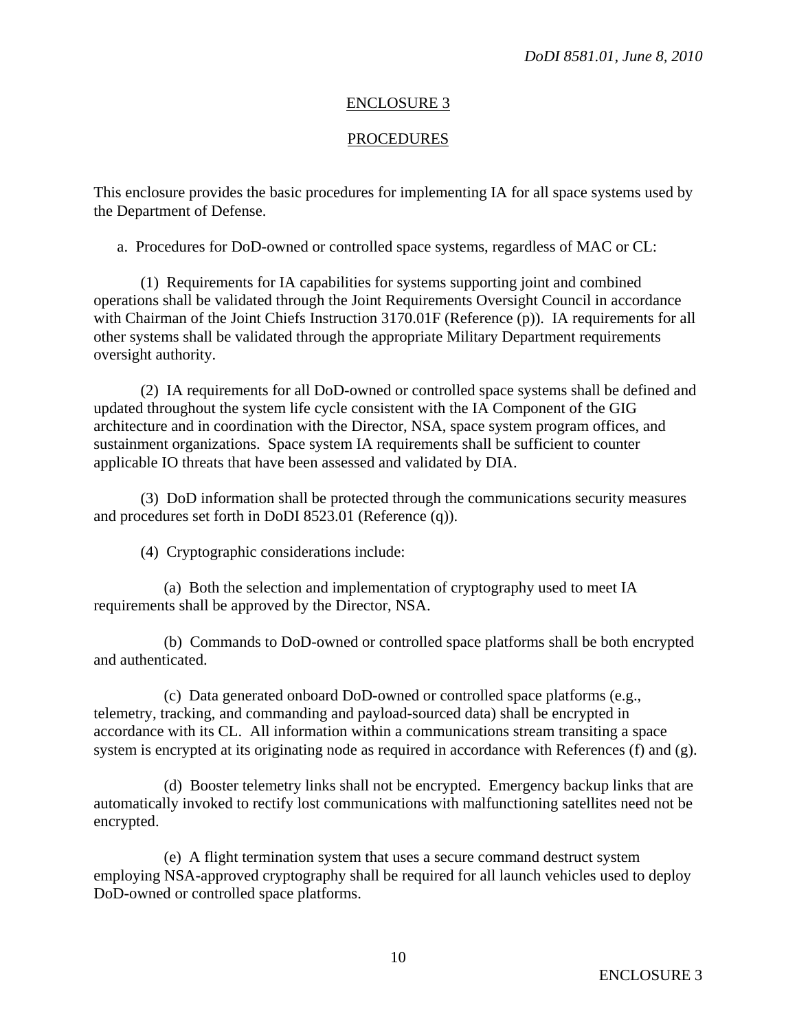## ENCLOSURE 3

## PROCEDURES

This enclosure provides the basic procedures for implementing IA for all space systems used by the Department of Defense.

a. Procedures for DoD-owned or controlled space systems, regardless of MAC or CL:

(1) Requirements for IA capabilities for systems supporting joint and combined operations shall be validated through the Joint Requirements Oversight Council in accordance with Chairman of the Joint Chiefs Instruction 3170.01F (Reference (p)). IA requirements for all other systems shall be validated through the appropriate Military Department requirements oversight authority.

(2) IA requirements for all DoD-owned or controlled space systems shall be defined and updated throughout the system life cycle consistent with the IA Component of the GIG architecture and in coordination with the Director, NSA, space system program offices, and sustainment organizations. Space system IA requirements shall be sufficient to counter applicable IO threats that have been assessed and validated by DIA.

(3) DoD information shall be protected through the communications security measures and procedures set forth in DoDI 8523.01 (Reference (q)).

(4) Cryptographic considerations include:

(a) Both the selection and implementation of cryptography used to meet IA requirements shall be approved by the Director, NSA.

(b) Commands to DoD-owned or controlled space platforms shall be both encrypted and authenticated.

(c) Data generated onboard DoD-owned or controlled space platforms (e.g., telemetry, tracking, and commanding and payload-sourced data) shall be encrypted in accordance with its CL. All information within a communications stream transiting a space system is encrypted at its originating node as required in accordance with References (f) and (g).

(d) Booster telemetry links shall not be encrypted. Emergency backup links that are automatically invoked to rectify lost communications with malfunctioning satellites need not be encrypted.

(e) A flight termination system that uses a secure command destruct system employing NSA-approved cryptography shall be required for all launch vehicles used to deploy DoD-owned or controlled space platforms.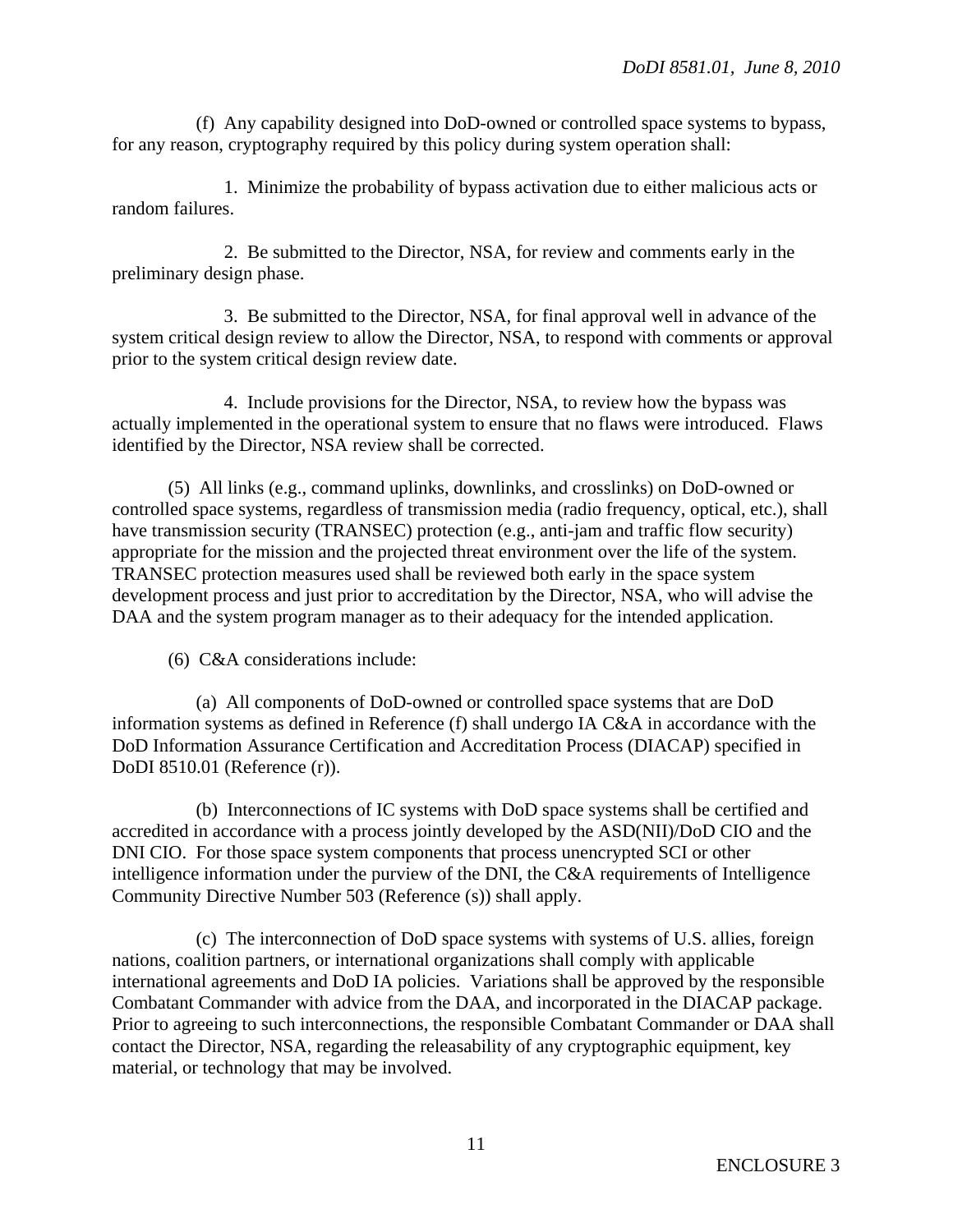(f) Any capability designed into DoD-owned or controlled space systems to bypass, for any reason, cryptography required by this policy during system operation shall:

1. Minimize the probability of bypass activation due to either malicious acts or random failures.

2. Be submitted to the Director, NSA, for review and comments early in the preliminary design phase.

3. Be submitted to the Director, NSA, for final approval well in advance of the system critical design review to allow the Director, NSA, to respond with comments or approval prior to the system critical design review date.

4. Include provisions for the Director, NSA, to review how the bypass was actually implemented in the operational system to ensure that no flaws were introduced. Flaws identified by the Director, NSA review shall be corrected.

(5) All links (e.g., command uplinks, downlinks, and crosslinks) on DoD-owned or controlled space systems, regardless of transmission media (radio frequency, optical, etc.), shall have transmission security (TRANSEC) protection (e.g., anti-jam and traffic flow security) appropriate for the mission and the projected threat environment over the life of the system. TRANSEC protection measures used shall be reviewed both early in the space system development process and just prior to accreditation by the Director, NSA, who will advise the DAA and the system program manager as to their adequacy for the intended application.

(6) C&A considerations include:

(a) All components of DoD-owned or controlled space systems that are DoD information systems as defined in Reference (f) shall undergo IA C&A in accordance with the DoD Information Assurance Certification and Accreditation Process (DIACAP) specified in DoDI 8510.01 (Reference (r)).

(b) Interconnections of IC systems with DoD space systems shall be certified and accredited in accordance with a process jointly developed by the ASD(NII)/DoD CIO and the DNI CIO. For those space system components that process unencrypted SCI or other intelligence information under the purview of the DNI, the C&A requirements of Intelligence Community Directive Number 503 (Reference (s)) shall apply.

(c) The interconnection of DoD space systems with systems of U.S. allies, foreign nations, coalition partners, or international organizations shall comply with applicable international agreements and DoD IA policies. Variations shall be approved by the responsible Combatant Commander with advice from the DAA, and incorporated in the DIACAP package. Prior to agreeing to such interconnections, the responsible Combatant Commander or DAA shall contact the Director, NSA, regarding the releasability of any cryptographic equipment, key material, or technology that may be involved.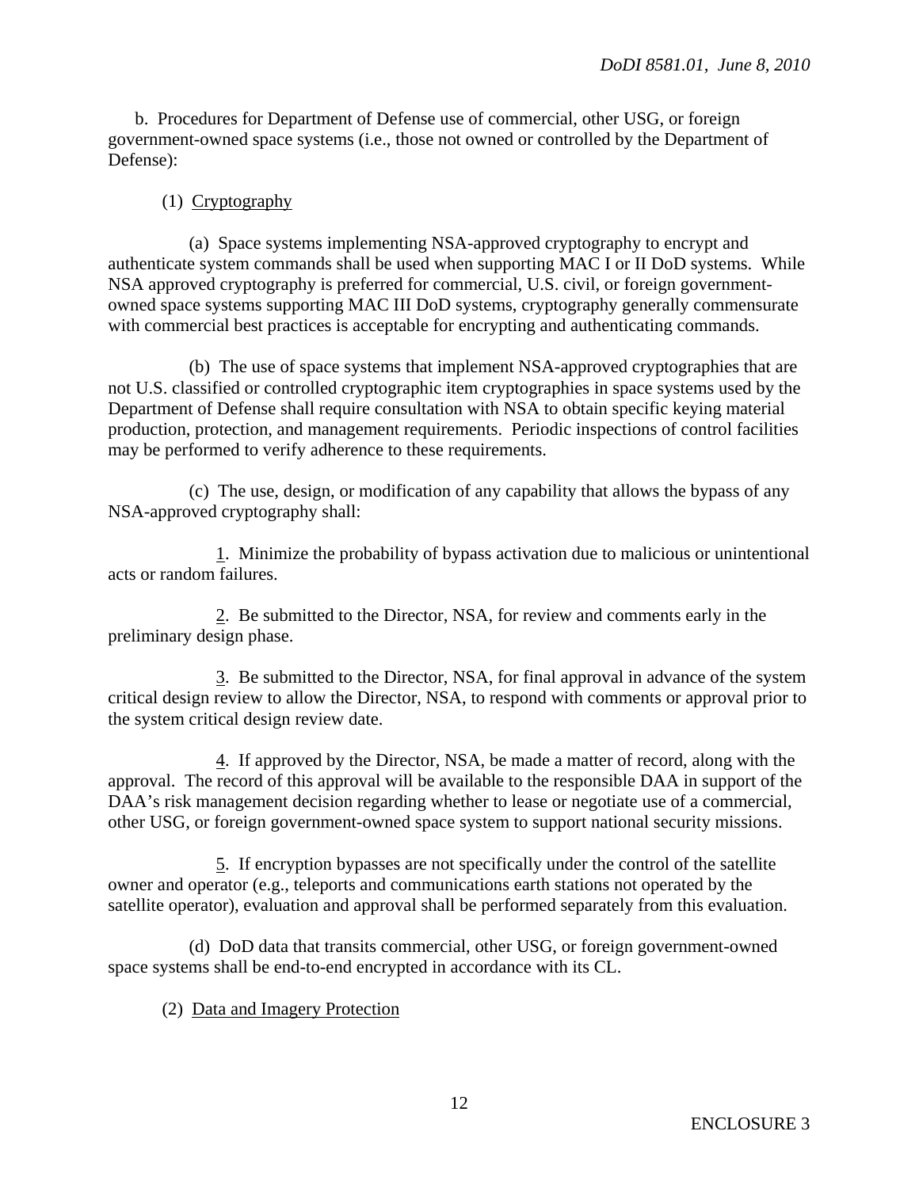b. Procedures for Department of Defense use of commercial, other USG, or foreign government-owned space systems (i.e., those not owned or controlled by the Department of Defense):

(1) Cryptography

(a) Space systems implementing NSA-approved cryptography to encrypt and authenticate system commands shall be used when supporting MAC I or II DoD systems. While NSA approved cryptography is preferred for commercial, U.S. civil, or foreign government-owned space systems supporting MAC III DoD systems, cryptography generally commensurate with commercial best practices is acceptable for encrypting and authenticating commands.

(b) The use of space systems that implement NSA-approved cryptographies that are not U.S. classified or controlled cryptographic item cryptographies in space systems used by the Department of Defense shall require consultation with NSA to obtain specific keying material production, protection, and management requirements. Periodic inspections of control facilities may be performed to verify adherence to these requirements.

(c) The use, design, or modification of any capability that allows the bypass of any NSA-approved cryptography shall:

1. Minimize the probability of bypass activation due to malicious or unintentional acts or random failures.

2. Be submitted to the Director, NSA, for review and comments early in the preliminary design phase.

3. Be submitted to the Director, NSA, for final approval in advance of the system critical design review to allow the Director, NSA, to respond with comments or approval prior to the system critical design review date.

4. If approved by the Director, NSA, be made a matter of record, along with the approval. The record of this approval will be available to the responsible DAA in support of the DAA's risk management decision regarding whether to lease or negotiate use of a commercial, other USG, or foreign government-owned space system to support national security missions.

5. If encryption bypasses are not specifically under the control of the satellite owner and operator (e.g., teleports and communications earth stations not operated by the satellite operator), evaluation and approval shall be performed separately from this evaluation.

(d) DoD data that transits commercial, other USG, or foreign government-owned space systems shall be end-to-end encrypted in accordance with its CL.

(2) Data and Imagery Protection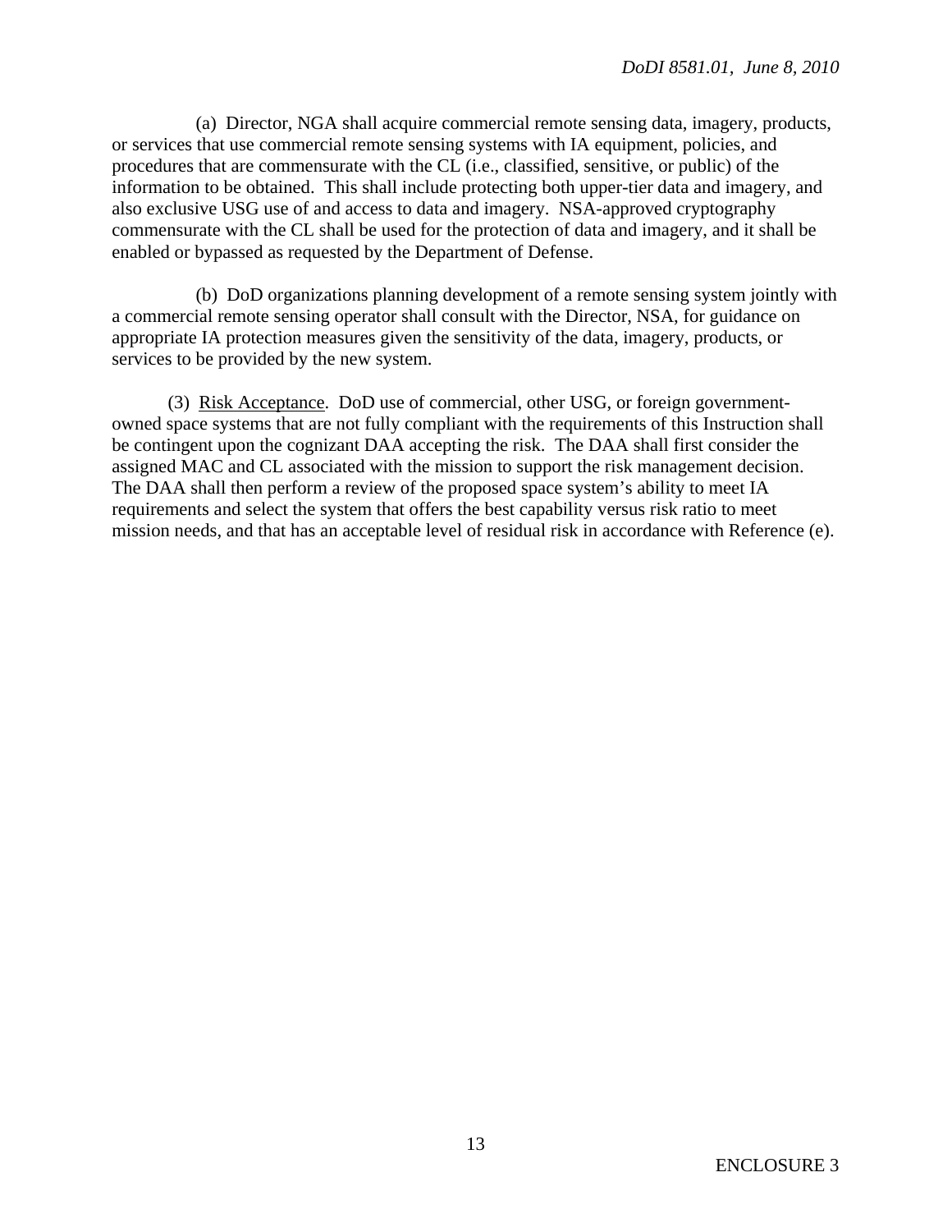(a) Director, NGA shall acquire commercial remote sensing data, imagery, products, or services that use commercial remote sensing systems with IA equipment, policies, and procedures that are commensurate with the CL (i.e., classified, sensitive, or public) of the information to be obtained. This shall include protecting both upper-tier data and imagery, and also exclusive USG use of and access to data and imagery. NSA-approved cryptography commensurate with the CL shall be used for the protection of data and imagery, and it shall be enabled or bypassed as requested by the Department of Defense.

(b) DoD organizations planning development of a remote sensing system jointly with a commercial remote sensing operator shall consult with the Director, NSA, for guidance on appropriate IA protection measures given the sensitivity of the data, imagery, products, or services to be provided by the new system.

(3) Risk Acceptance. DoD use of commercial, other USG, or foreign government-owned space systems that are not fully compliant with the requirements of this Instruction shall be contingent upon the cognizant DAA accepting the risk. The DAA shall first consider the assigned MAC and CL associated with the mission to support the risk management decision. The DAA shall then perform a review of the proposed space system's ability to meet IA requirements and select the system that offers the best capability versus risk ratio to meet mission needs, and that has an acceptable level of residual risk in accordance with Reference (e).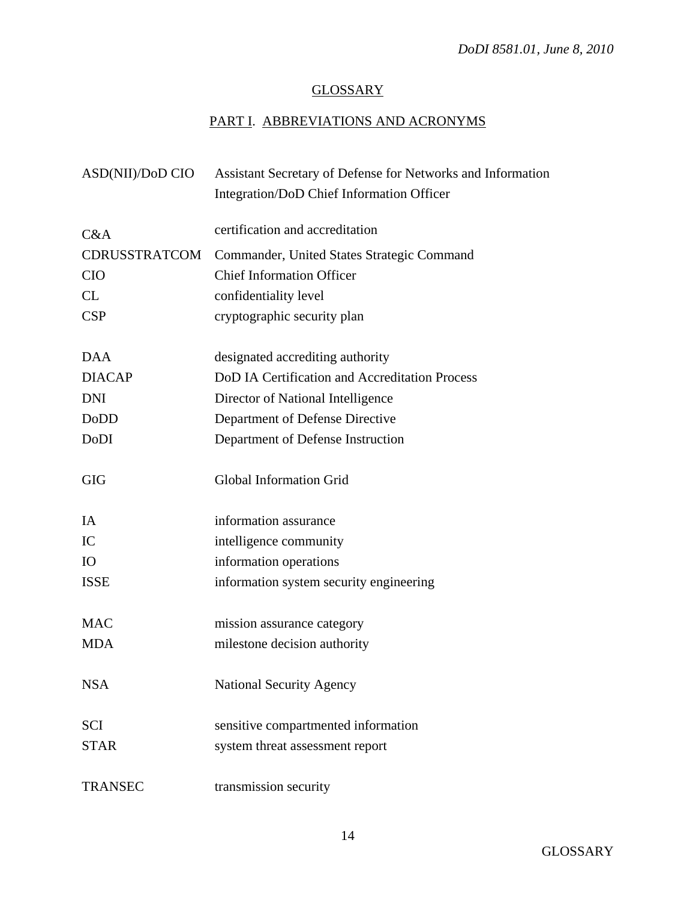# GLOSSARY

## PART I. ABBREVIATIONS AND ACRONYMS

| | |
|---|---|
| ASD(NII)/DoD CIO | Assistant Secretary of Defense for Networks and Information Integration/DoD Chief Information Officer |
| C&A | certification and accreditation |
| CDRUSSTRATCOM | Commander, United States Strategic Command |
| CIO | Chief Information Officer |
| CL | confidentiality level |
| CSP | cryptographic security plan |
| DAA | designated accrediting authority |
| DIACAP | DoD IA Certification and Accreditation Process |
| DNI | Director of National Intelligence |
| DoDD | Department of Defense Directive |
| DoDI | Department of Defense Instruction |
| GIG | Global Information Grid |
| IA | information assurance |
| IC | intelligence community |
| IO | information operations |
| ISSE | information system security engineering |
| MAC | mission assurance category |
| MDA | milestone decision authority |
| NSA | National Security Agency |
| SCI | sensitive compartmented information |
| STAR | system threat assessment report |
| TRANSEC | transmission security |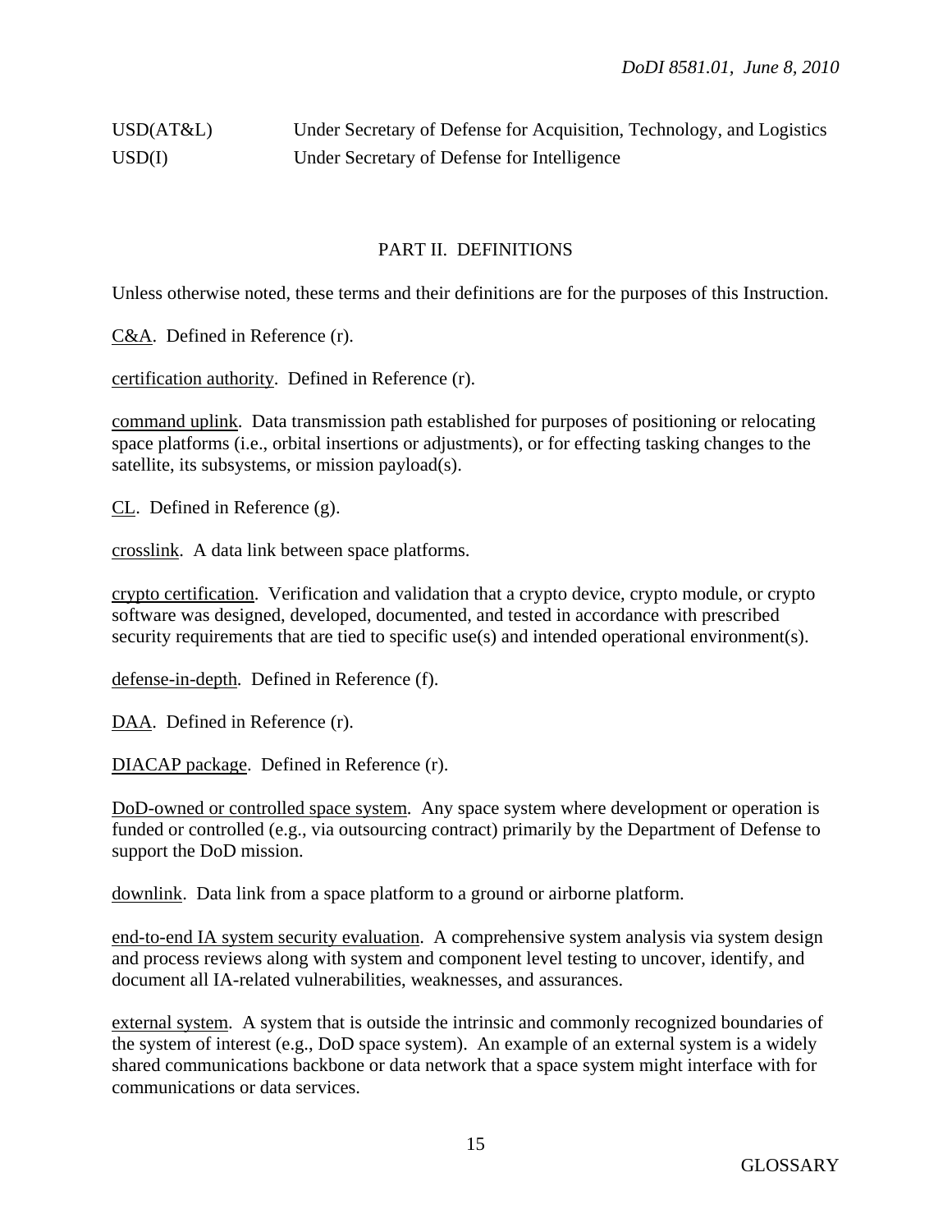| | |
|---|---|
| USD(AT&L) | Under Secretary of Defense for Acquisition, Technology, and Logistics |
| USD(I) | Under Secretary of Defense for Intelligence |

## PART II. DEFINITIONS

Unless otherwise noted, these terms and their definitions are for the purposes of this Instruction.

C&A. Defined in Reference (r).

certification authority. Defined in Reference (r).

command uplink. Data transmission path established for purposes of positioning or relocating space platforms (i.e., orbital insertions or adjustments), or for effecting tasking changes to the satellite, its subsystems, or mission payload(s).

CL. Defined in Reference (g).

crosslink. A data link between space platforms.

crypto certification. Verification and validation that a crypto device, crypto module, or crypto software was designed, developed, documented, and tested in accordance with prescribed security requirements that are tied to specific use(s) and intended operational environment(s).

defense-in-depth. Defined in Reference (f).

DAA. Defined in Reference (r).

DIACAP package. Defined in Reference (r).

DoD-owned or controlled space system. Any space system where development or operation is funded or controlled (e.g., via outsourcing contract) primarily by the Department of Defense to support the DoD mission.

downlink. Data link from a space platform to a ground or airborne platform.

end-to-end IA system security evaluation. A comprehensive system analysis via system design and process reviews along with system and component level testing to uncover, identify, and document all IA-related vulnerabilities, weaknesses, and assurances.

external system. A system that is outside the intrinsic and commonly recognized boundaries of the system of interest (e.g., DoD space system). An example of an external system is a widely shared communications backbone or data network that a space system might interface with for communications or data services.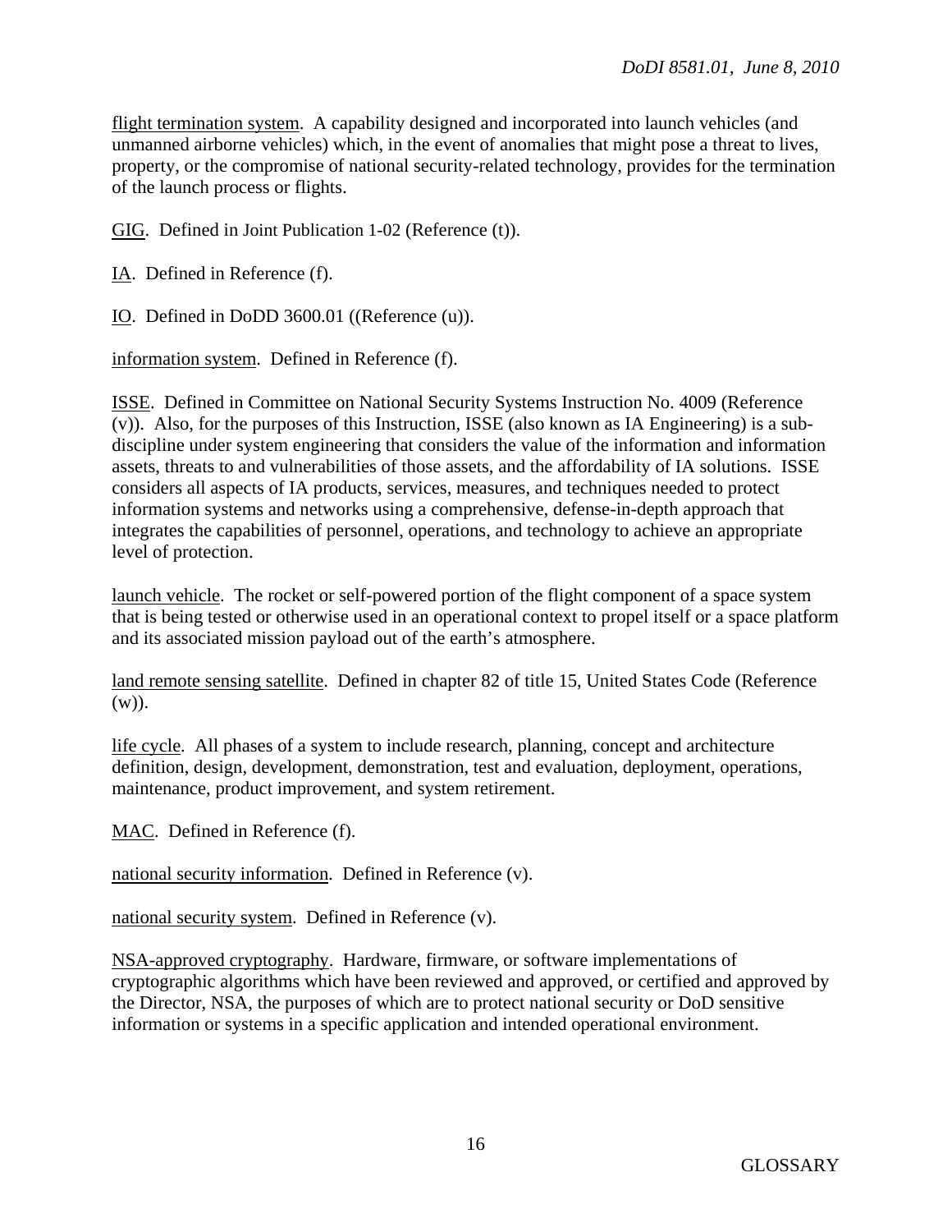flight termination system. A capability designed and incorporated into launch vehicles (and unmanned airborne vehicles) which, in the event of anomalies that might pose a threat to lives, property, or the compromise of national security-related technology, provides for the termination of the launch process or flights.

GIG. Defined in Joint Publication 1-02 (Reference (t)).

IA. Defined in Reference (f).

IO. Defined in DoDD 3600.01 ((Reference (u)).

information system. Defined in Reference (f).

ISSE. Defined in Committee on National Security Systems Instruction No. 4009 (Reference (v)). Also, for the purposes of this Instruction, ISSE (also known as IA Engineering) is a sub-discipline under system engineering that considers the value of the information and information assets, threats to and vulnerabilities of those assets, and the affordability of IA solutions. ISSE considers all aspects of IA products, services, measures, and techniques needed to protect information systems and networks using a comprehensive, defense-in-depth approach that integrates the capabilities of personnel, operations, and technology to achieve an appropriate level of protection.

launch vehicle. The rocket or self-powered portion of the flight component of a space system that is being tested or otherwise used in an operational context to propel itself or a space platform and its associated mission payload out of the earth's atmosphere.

land remote sensing satellite. Defined in chapter 82 of title 15, United States Code (Reference (w)).

life cycle. All phases of a system to include research, planning, concept and architecture definition, design, development, demonstration, test and evaluation, deployment, operations, maintenance, product improvement, and system retirement.

MAC. Defined in Reference (f).

national security information. Defined in Reference (v).

national security system. Defined in Reference (v).

NSA-approved cryptography. Hardware, firmware, or software implementations of cryptographic algorithms which have been reviewed and approved, or certified and approved by the Director, NSA, the purposes of which are to protect national security or DoD sensitive information or systems in a specific application and intended operational environment.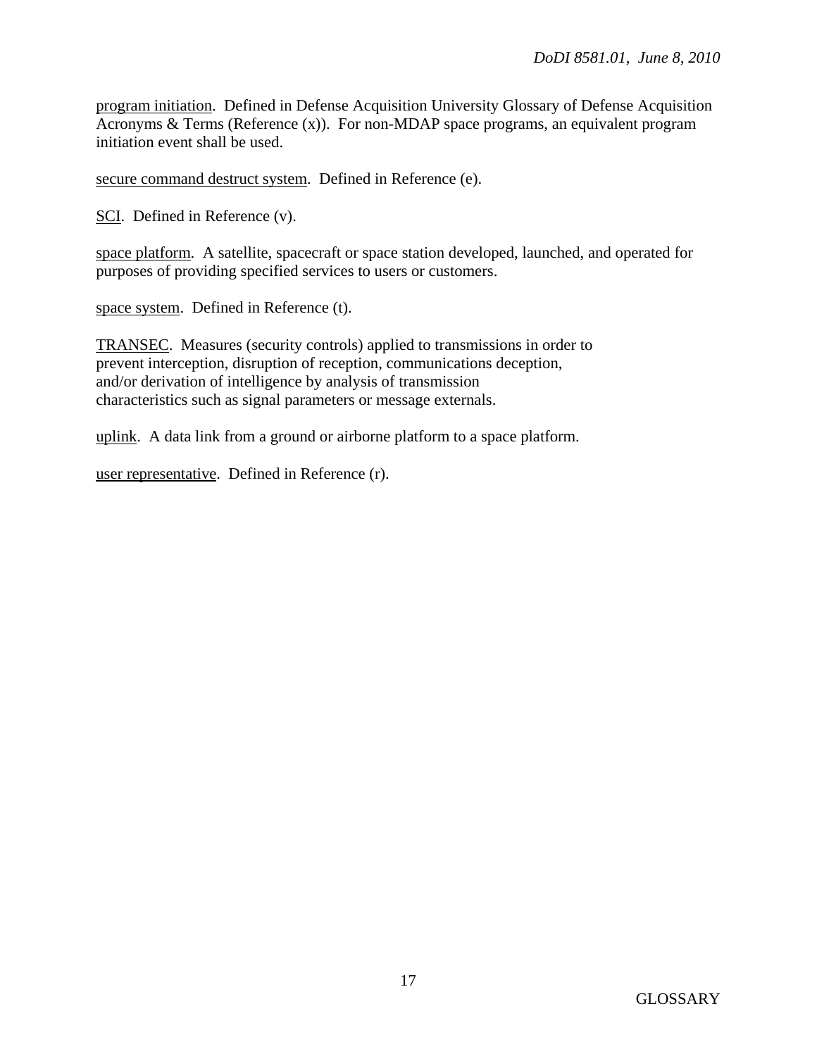program initiation. Defined in Defense Acquisition University Glossary of Defense Acquisition Acronyms & Terms (Reference (x)). For non-MDAP space programs, an equivalent program initiation event shall be used.

secure command destruct system. Defined in Reference (e).

SCI. Defined in Reference (v).

space platform. A satellite, spacecraft or space station developed, launched, and operated for purposes of providing specified services to users or customers.

space system. Defined in Reference (t).

TRANSEC. Measures (security controls) applied to transmissions in order to prevent interception, disruption of reception, communications deception, and/or derivation of intelligence by analysis of transmission characteristics such as signal parameters or message externals.

uplink. A data link from a ground or airborne platform to a space platform.

user representative. Defined in Reference (r).